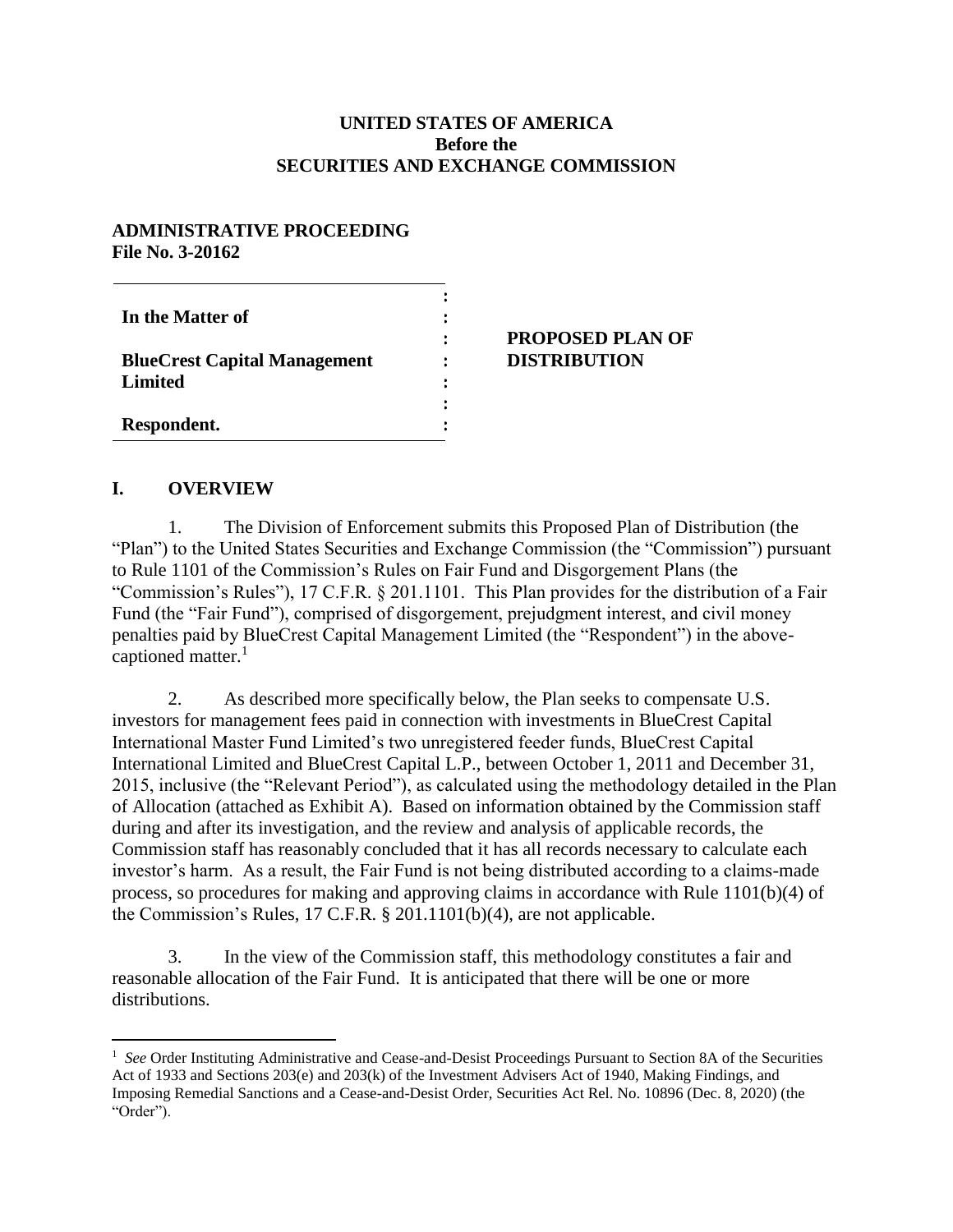**UNITED STATES OF AMERICA**
**Before the**
**SECURITIES AND EXCHANGE COMMISSION**

**ADMINISTRATIVE PROCEEDING**
**File No. 3-20162**

| | | |
|---|---|---|
| **In the Matter of** | : | |
| | : | **PROPOSED PLAN OF DISTRIBUTION** |
| **BlueCrest Capital Management Limited** | : | |
| | : | |
| **Respondent.** | : | |

## I. OVERVIEW

1. The Division of Enforcement submits this Proposed Plan of Distribution (the "Plan") to the United States Securities and Exchange Commission (the "Commission") pursuant to Rule 1101 of the Commission's Rules on Fair Fund and Disgorgement Plans (the "Commission's Rules"), 17 C.F.R. § 201.1101. This Plan provides for the distribution of a Fair Fund (the "Fair Fund"), comprised of disgorgement, prejudgment interest, and civil money penalties paid by BlueCrest Capital Management Limited (the "Respondent") in the above-captioned matter.[1]

2. As described more specifically below, the Plan seeks to compensate U.S. investors for management fees paid in connection with investments in BlueCrest Capital International Master Fund Limited's two unregistered feeder funds, BlueCrest Capital International Limited and BlueCrest Capital L.P., between October 1, 2011 and December 31, 2015, inclusive (the "Relevant Period"), as calculated using the methodology detailed in the Plan of Allocation (attached as Exhibit A). Based on information obtained by the Commission staff during and after its investigation, and the review and analysis of applicable records, the Commission staff has reasonably concluded that it has all records necessary to calculate each investor's harm. As a result, the Fair Fund is not being distributed according to a claims-made process, so procedures for making and approving claims in accordance with Rule 1101(b)(4) of the Commission's Rules, 17 C.F.R. § 201.1101(b)(4), are not applicable.

3. In the view of the Commission staff, this methodology constitutes a fair and reasonable allocation of the Fair Fund. It is anticipated that there will be one or more distributions.

[1] *See* Order Instituting Administrative and Cease-and-Desist Proceedings Pursuant to Section 8A of the Securities Act of 1933 and Sections 203(e) and 203(k) of the Investment Advisers Act of 1940, Making Findings, and Imposing Remedial Sanctions and a Cease-and-Desist Order, Securities Act Rel. No. 10896 (Dec. 8, 2020) (the "Order").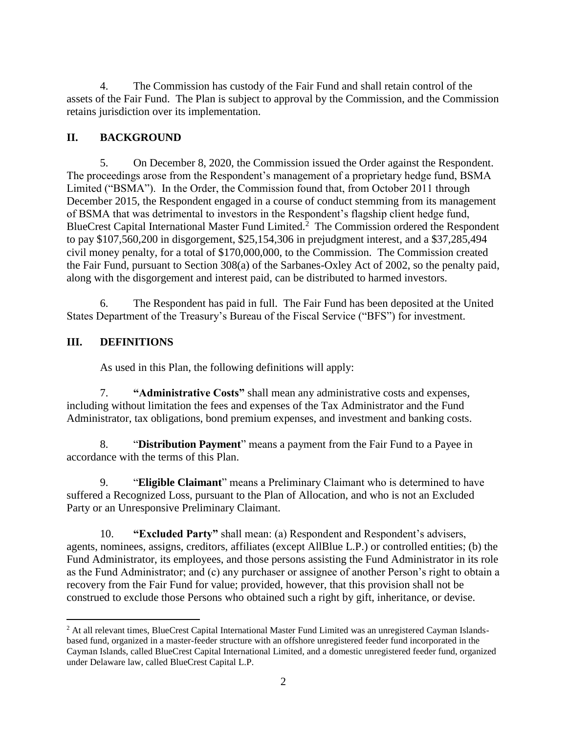4. The Commission has custody of the Fair Fund and shall retain control of the assets of the Fair Fund. The Plan is subject to approval by the Commission, and the Commission retains jurisdiction over its implementation.

## II. BACKGROUND

5. On December 8, 2020, the Commission issued the Order against the Respondent. The proceedings arose from the Respondent's management of a proprietary hedge fund, BSMA Limited ("BSMA"). In the Order, the Commission found that, from October 2011 through December 2015, the Respondent engaged in a course of conduct stemming from its management of BSMA that was detrimental to investors in the Respondent's flagship client hedge fund, BlueCrest Capital International Master Fund Limited.[2] The Commission ordered the Respondent to pay $107,560,200 in disgorgement, $25,154,306 in prejudgment interest, and a $37,285,494 civil money penalty, for a total of $170,000,000, to the Commission. The Commission created the Fair Fund, pursuant to Section 308(a) of the Sarbanes-Oxley Act of 2002, so the penalty paid, along with the disgorgement and interest paid, can be distributed to harmed investors.

6. The Respondent has paid in full. The Fair Fund has been deposited at the United States Department of the Treasury's Bureau of the Fiscal Service ("BFS") for investment.

## III. DEFINITIONS

As used in this Plan, the following definitions will apply:

7. **"Administrative Costs"** shall mean any administrative costs and expenses, including without limitation the fees and expenses of the Tax Administrator and the Fund Administrator, tax obligations, bond premium expenses, and investment and banking costs.

8. "**Distribution Payment**" means a payment from the Fair Fund to a Payee in accordance with the terms of this Plan.

9. "**Eligible Claimant**" means a Preliminary Claimant who is determined to have suffered a Recognized Loss, pursuant to the Plan of Allocation, and who is not an Excluded Party or an Unresponsive Preliminary Claimant.

10. **"Excluded Party"** shall mean: (a) Respondent and Respondent's advisers, agents, nominees, assigns, creditors, affiliates (except AllBlue L.P.) or controlled entities; (b) the Fund Administrator, its employees, and those persons assisting the Fund Administrator in its role as the Fund Administrator; and (c) any purchaser or assignee of another Person's right to obtain a recovery from the Fair Fund for value; provided, however, that this provision shall not be construed to exclude those Persons who obtained such a right by gift, inheritance, or devise.

[2] At all relevant times, BlueCrest Capital International Master Fund Limited was an unregistered Cayman Islands-based fund, organized in a master-feeder structure with an offshore unregistered feeder fund incorporated in the Cayman Islands, called BlueCrest Capital International Limited, and a domestic unregistered feeder fund, organized under Delaware law, called BlueCrest Capital L.P.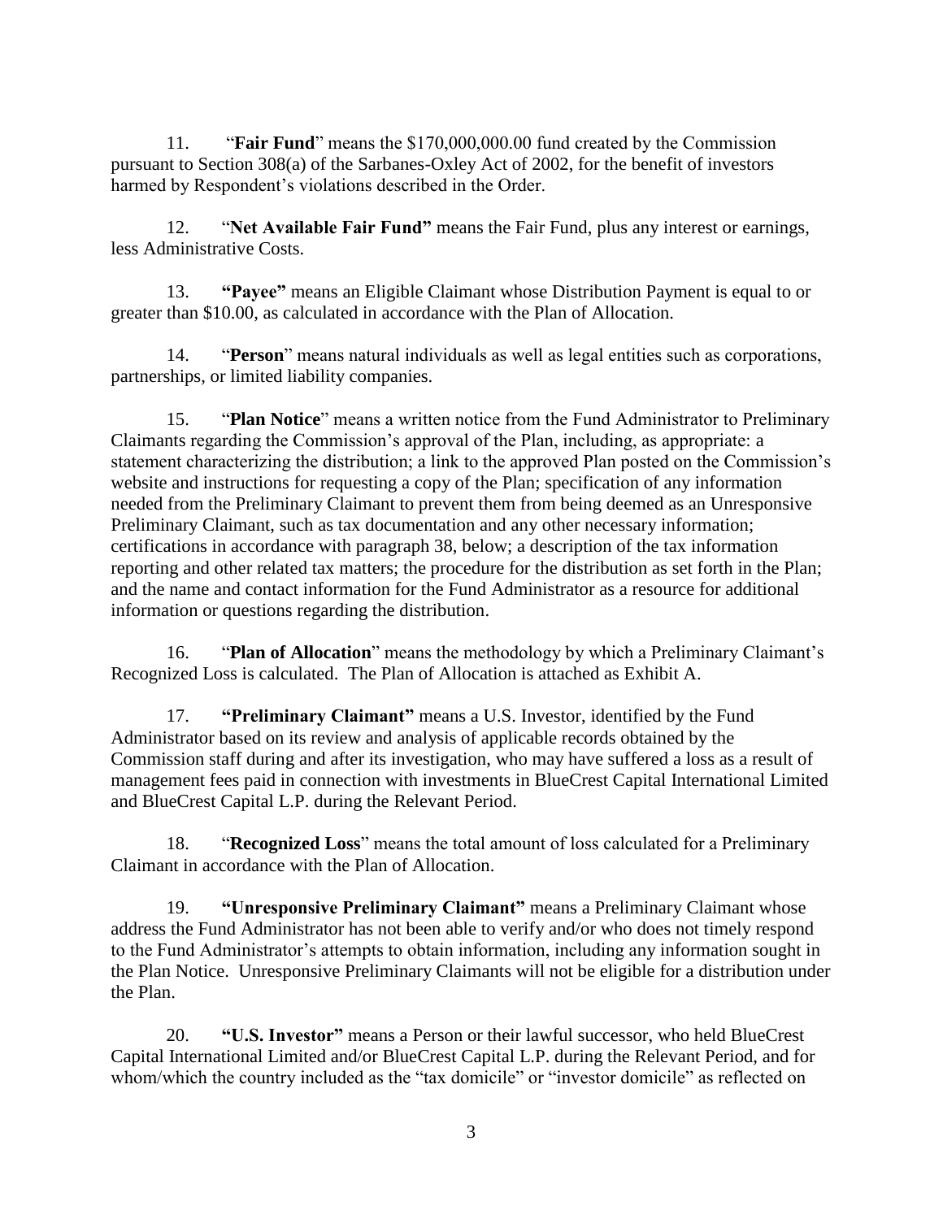11. "**Fair Fund**" means the $170,000,000.00 fund created by the Commission pursuant to Section 308(a) of the Sarbanes-Oxley Act of 2002, for the benefit of investors harmed by Respondent's violations described in the Order.

12. "**Net Available Fair Fund"** means the Fair Fund, plus any interest or earnings, less Administrative Costs.

13. **"Payee"** means an Eligible Claimant whose Distribution Payment is equal to or greater than $10.00, as calculated in accordance with the Plan of Allocation.

14. "**Person**" means natural individuals as well as legal entities such as corporations, partnerships, or limited liability companies.

15. "**Plan Notice**" means a written notice from the Fund Administrator to Preliminary Claimants regarding the Commission's approval of the Plan, including, as appropriate: a statement characterizing the distribution; a link to the approved Plan posted on the Commission's website and instructions for requesting a copy of the Plan; specification of any information needed from the Preliminary Claimant to prevent them from being deemed as an Unresponsive Preliminary Claimant, such as tax documentation and any other necessary information; certifications in accordance with paragraph 38, below; a description of the tax information reporting and other related tax matters; the procedure for the distribution as set forth in the Plan; and the name and contact information for the Fund Administrator as a resource for additional information or questions regarding the distribution.

16. "**Plan of Allocation**" means the methodology by which a Preliminary Claimant's Recognized Loss is calculated. The Plan of Allocation is attached as Exhibit A.

17. **"Preliminary Claimant"** means a U.S. Investor, identified by the Fund Administrator based on its review and analysis of applicable records obtained by the Commission staff during and after its investigation, who may have suffered a loss as a result of management fees paid in connection with investments in BlueCrest Capital International Limited and BlueCrest Capital L.P. during the Relevant Period.

18. "**Recognized Loss**" means the total amount of loss calculated for a Preliminary Claimant in accordance with the Plan of Allocation.

19. **"Unresponsive Preliminary Claimant"** means a Preliminary Claimant whose address the Fund Administrator has not been able to verify and/or who does not timely respond to the Fund Administrator's attempts to obtain information, including any information sought in the Plan Notice. Unresponsive Preliminary Claimants will not be eligible for a distribution under the Plan.

20. **"U.S. Investor"** means a Person or their lawful successor, who held BlueCrest Capital International Limited and/or BlueCrest Capital L.P. during the Relevant Period, and for whom/which the country included as the "tax domicile" or "investor domicile" as reflected on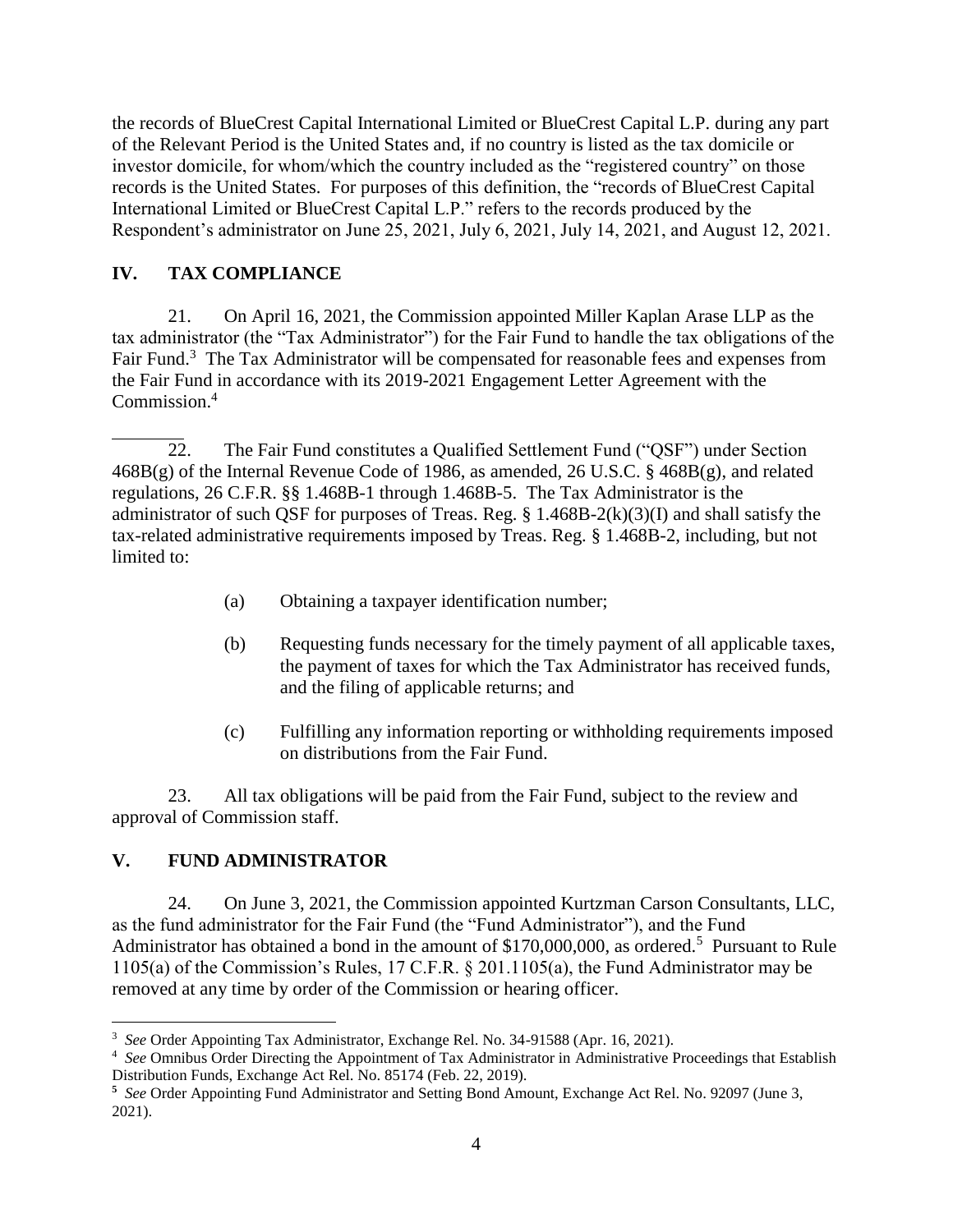the records of BlueCrest Capital International Limited or BlueCrest Capital L.P. during any part of the Relevant Period is the United States and, if no country is listed as the tax domicile or investor domicile, for whom/which the country included as the "registered country" on those records is the United States. For purposes of this definition, the "records of BlueCrest Capital International Limited or BlueCrest Capital L.P." refers to the records produced by the Respondent's administrator on June 25, 2021, July 6, 2021, July 14, 2021, and August 12, 2021.

## IV. TAX COMPLIANCE

21. On April 16, 2021, the Commission appointed Miller Kaplan Arase LLP as the tax administrator (the "Tax Administrator") for the Fair Fund to handle the tax obligations of the Fair Fund.[3] The Tax Administrator will be compensated for reasonable fees and expenses from the Fair Fund in accordance with its 2019-2021 Engagement Letter Agreement with the Commission.[4]

22. The Fair Fund constitutes a Qualified Settlement Fund ("QSF") under Section 468B(g) of the Internal Revenue Code of 1986, as amended, 26 U.S.C. § 468B(g), and related regulations, 26 C.F.R. §§ 1.468B-1 through 1.468B-5. The Tax Administrator is the administrator of such QSF for purposes of Treas. Reg. § 1.468B-2(k)(3)(I) and shall satisfy the tax-related administrative requirements imposed by Treas. Reg. § 1.468B-2, including, but not limited to:

(a) Obtaining a taxpayer identification number;

(b) Requesting funds necessary for the timely payment of all applicable taxes, the payment of taxes for which the Tax Administrator has received funds, and the filing of applicable returns; and

(c) Fulfilling any information reporting or withholding requirements imposed on distributions from the Fair Fund.

23. All tax obligations will be paid from the Fair Fund, subject to the review and approval of Commission staff.

## V. FUND ADMINISTRATOR

24. On June 3, 2021, the Commission appointed Kurtzman Carson Consultants, LLC, as the fund administrator for the Fair Fund (the "Fund Administrator"), and the Fund Administrator has obtained a bond in the amount of $170,000,000, as ordered.[5] Pursuant to Rule 1105(a) of the Commission's Rules, 17 C.F.R. § 201.1105(a), the Fund Administrator may be removed at any time by order of the Commission or hearing officer.

---

[3] *See* Order Appointing Tax Administrator, Exchange Rel. No. 34-91588 (Apr. 16, 2021).

[4] *See* Omnibus Order Directing the Appointment of Tax Administrator in Administrative Proceedings that Establish Distribution Funds, Exchange Act Rel. No. 85174 (Feb. 22, 2019).

[5] *See* Order Appointing Fund Administrator and Setting Bond Amount, Exchange Act Rel. No. 92097 (June 3, 2021).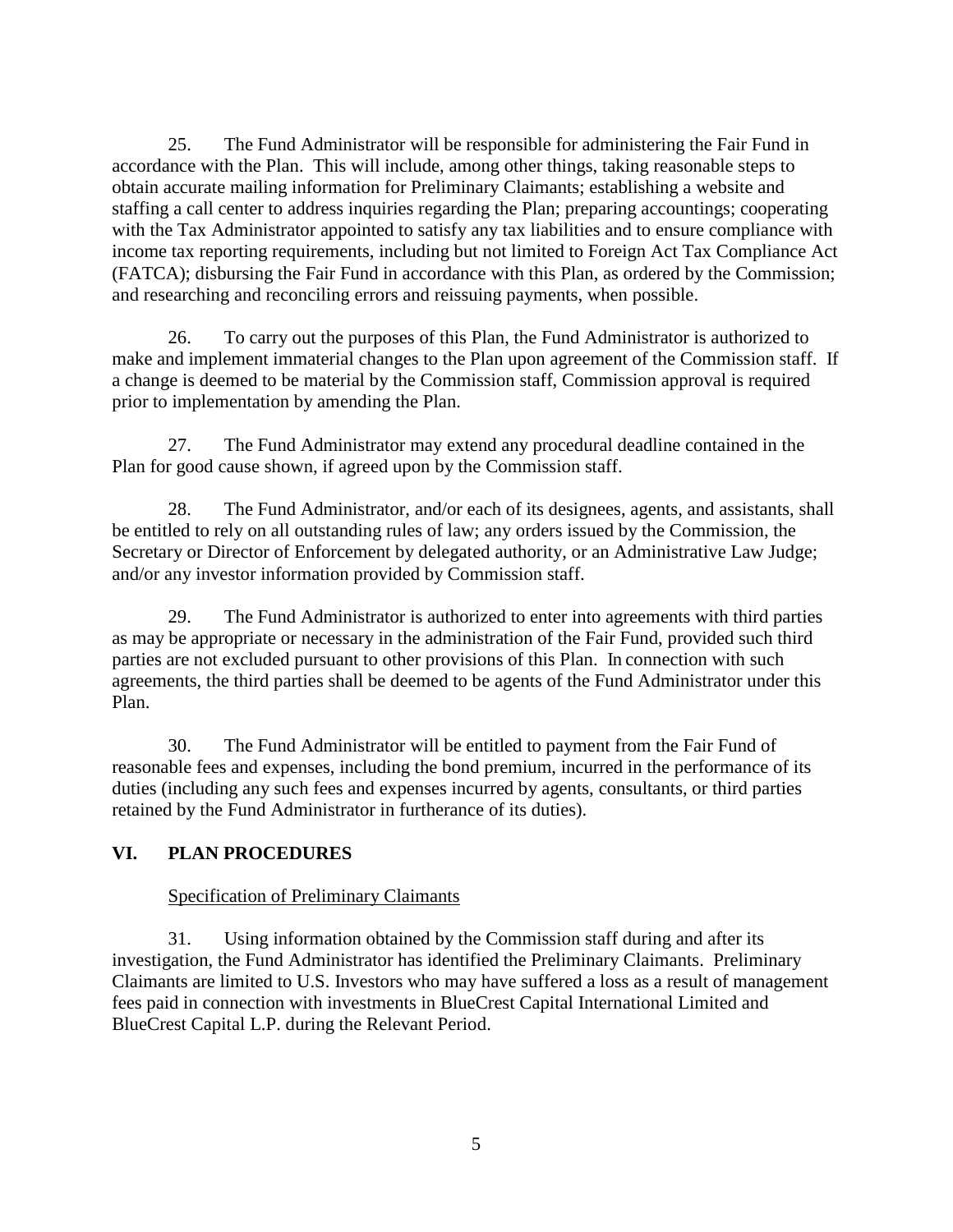25. The Fund Administrator will be responsible for administering the Fair Fund in accordance with the Plan. This will include, among other things, taking reasonable steps to obtain accurate mailing information for Preliminary Claimants; establishing a website and staffing a call center to address inquiries regarding the Plan; preparing accountings; cooperating with the Tax Administrator appointed to satisfy any tax liabilities and to ensure compliance with income tax reporting requirements, including but not limited to Foreign Act Tax Compliance Act (FATCA); disbursing the Fair Fund in accordance with this Plan, as ordered by the Commission; and researching and reconciling errors and reissuing payments, when possible.

26. To carry out the purposes of this Plan, the Fund Administrator is authorized to make and implement immaterial changes to the Plan upon agreement of the Commission staff. If a change is deemed to be material by the Commission staff, Commission approval is required prior to implementation by amending the Plan.

27. The Fund Administrator may extend any procedural deadline contained in the Plan for good cause shown, if agreed upon by the Commission staff.

28. The Fund Administrator, and/or each of its designees, agents, and assistants, shall be entitled to rely on all outstanding rules of law; any orders issued by the Commission, the Secretary or Director of Enforcement by delegated authority, or an Administrative Law Judge; and/or any investor information provided by Commission staff.

29. The Fund Administrator is authorized to enter into agreements with third parties as may be appropriate or necessary in the administration of the Fair Fund, provided such third parties are not excluded pursuant to other provisions of this Plan. In connection with such agreements, the third parties shall be deemed to be agents of the Fund Administrator under this Plan.

30. The Fund Administrator will be entitled to payment from the Fair Fund of reasonable fees and expenses, including the bond premium, incurred in the performance of its duties (including any such fees and expenses incurred by agents, consultants, or third parties retained by the Fund Administrator in furtherance of its duties).

## VI. PLAN PROCEDURES

Specification of Preliminary Claimants

31. Using information obtained by the Commission staff during and after its investigation, the Fund Administrator has identified the Preliminary Claimants. Preliminary Claimants are limited to U.S. Investors who may have suffered a loss as a result of management fees paid in connection with investments in BlueCrest Capital International Limited and BlueCrest Capital L.P. during the Relevant Period.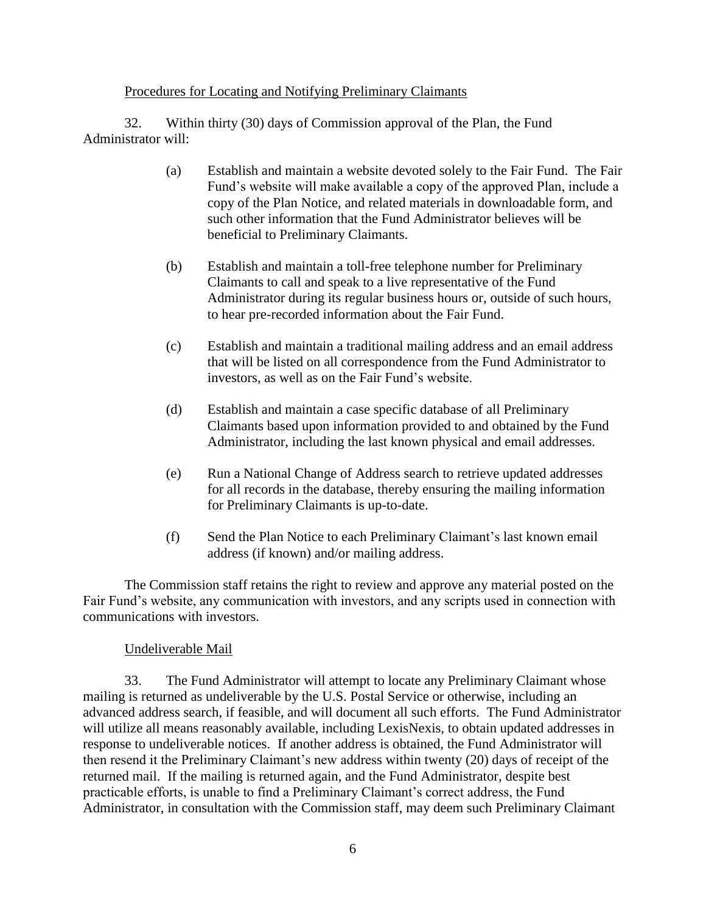Procedures for Locating and Notifying Preliminary Claimants

32. Within thirty (30) days of Commission approval of the Plan, the Fund Administrator will:

(a) Establish and maintain a website devoted solely to the Fair Fund. The Fair Fund's website will make available a copy of the approved Plan, include a copy of the Plan Notice, and related materials in downloadable form, and such other information that the Fund Administrator believes will be beneficial to Preliminary Claimants.

(b) Establish and maintain a toll-free telephone number for Preliminary Claimants to call and speak to a live representative of the Fund Administrator during its regular business hours or, outside of such hours, to hear pre-recorded information about the Fair Fund.

(c) Establish and maintain a traditional mailing address and an email address that will be listed on all correspondence from the Fund Administrator to investors, as well as on the Fair Fund's website.

(d) Establish and maintain a case specific database of all Preliminary Claimants based upon information provided to and obtained by the Fund Administrator, including the last known physical and email addresses.

(e) Run a National Change of Address search to retrieve updated addresses for all records in the database, thereby ensuring the mailing information for Preliminary Claimants is up-to-date.

(f) Send the Plan Notice to each Preliminary Claimant's last known email address (if known) and/or mailing address.

The Commission staff retains the right to review and approve any material posted on the Fair Fund's website, any communication with investors, and any scripts used in connection with communications with investors.

Undeliverable Mail

33. The Fund Administrator will attempt to locate any Preliminary Claimant whose mailing is returned as undeliverable by the U.S. Postal Service or otherwise, including an advanced address search, if feasible, and will document all such efforts. The Fund Administrator will utilize all means reasonably available, including LexisNexis, to obtain updated addresses in response to undeliverable notices. If another address is obtained, the Fund Administrator will then resend it the Preliminary Claimant's new address within twenty (20) days of receipt of the returned mail. If the mailing is returned again, and the Fund Administrator, despite best practicable efforts, is unable to find a Preliminary Claimant's correct address, the Fund Administrator, in consultation with the Commission staff, may deem such Preliminary Claimant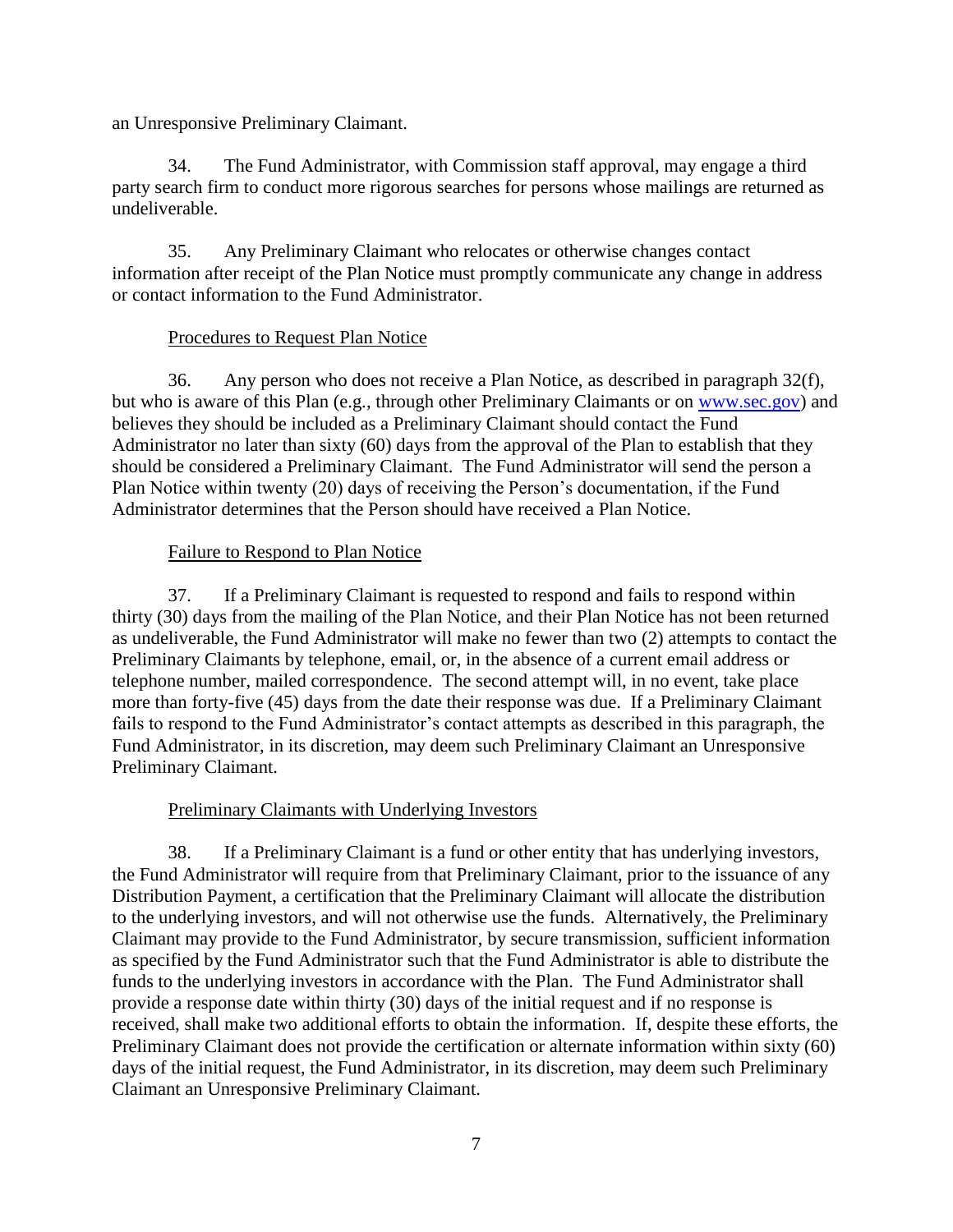an Unresponsive Preliminary Claimant.

34. The Fund Administrator, with Commission staff approval, may engage a third party search firm to conduct more rigorous searches for persons whose mailings are returned as undeliverable.

35. Any Preliminary Claimant who relocates or otherwise changes contact information after receipt of the Plan Notice must promptly communicate any change in address or contact information to the Fund Administrator.

<u>Procedures to Request Plan Notice</u>

36. Any person who does not receive a Plan Notice, as described in paragraph 32(f), but who is aware of this Plan (e.g., through other Preliminary Claimants or on www.sec.gov) and believes they should be included as a Preliminary Claimant should contact the Fund Administrator no later than sixty (60) days from the approval of the Plan to establish that they should be considered a Preliminary Claimant. The Fund Administrator will send the person a Plan Notice within twenty (20) days of receiving the Person's documentation, if the Fund Administrator determines that the Person should have received a Plan Notice.

<u>Failure to Respond to Plan Notice</u>

37. If a Preliminary Claimant is requested to respond and fails to respond within thirty (30) days from the mailing of the Plan Notice, and their Plan Notice has not been returned as undeliverable, the Fund Administrator will make no fewer than two (2) attempts to contact the Preliminary Claimants by telephone, email, or, in the absence of a current email address or telephone number, mailed correspondence. The second attempt will, in no event, take place more than forty-five (45) days from the date their response was due. If a Preliminary Claimant fails to respond to the Fund Administrator's contact attempts as described in this paragraph, the Fund Administrator, in its discretion, may deem such Preliminary Claimant an Unresponsive Preliminary Claimant.

<u>Preliminary Claimants with Underlying Investors</u>

38. If a Preliminary Claimant is a fund or other entity that has underlying investors, the Fund Administrator will require from that Preliminary Claimant, prior to the issuance of any Distribution Payment, a certification that the Preliminary Claimant will allocate the distribution to the underlying investors, and will not otherwise use the funds. Alternatively, the Preliminary Claimant may provide to the Fund Administrator, by secure transmission, sufficient information as specified by the Fund Administrator such that the Fund Administrator is able to distribute the funds to the underlying investors in accordance with the Plan. The Fund Administrator shall provide a response date within thirty (30) days of the initial request and if no response is received, shall make two additional efforts to obtain the information. If, despite these efforts, the Preliminary Claimant does not provide the certification or alternate information within sixty (60) days of the initial request, the Fund Administrator, in its discretion, may deem such Preliminary Claimant an Unresponsive Preliminary Claimant.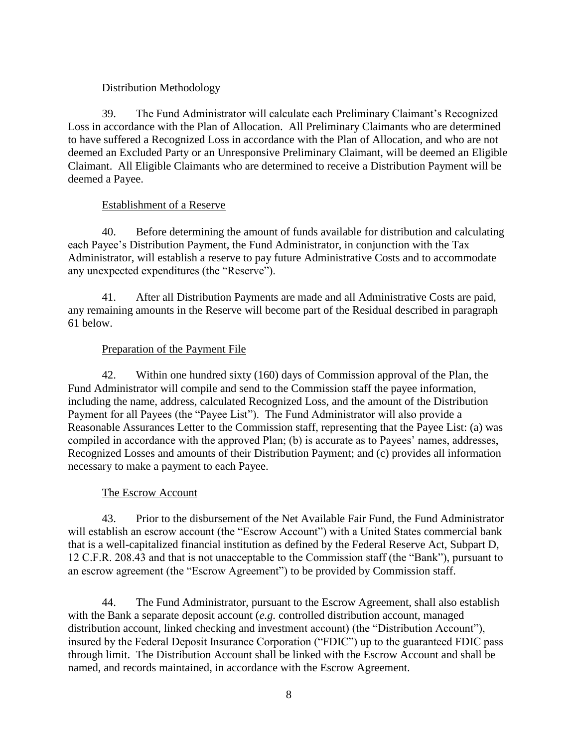Distribution Methodology

39. The Fund Administrator will calculate each Preliminary Claimant's Recognized Loss in accordance with the Plan of Allocation. All Preliminary Claimants who are determined to have suffered a Recognized Loss in accordance with the Plan of Allocation, and who are not deemed an Excluded Party or an Unresponsive Preliminary Claimant, will be deemed an Eligible Claimant. All Eligible Claimants who are determined to receive a Distribution Payment will be deemed a Payee.

Establishment of a Reserve

40. Before determining the amount of funds available for distribution and calculating each Payee's Distribution Payment, the Fund Administrator, in conjunction with the Tax Administrator, will establish a reserve to pay future Administrative Costs and to accommodate any unexpected expenditures (the "Reserve").

41. After all Distribution Payments are made and all Administrative Costs are paid, any remaining amounts in the Reserve will become part of the Residual described in paragraph 61 below.

Preparation of the Payment File

42. Within one hundred sixty (160) days of Commission approval of the Plan, the Fund Administrator will compile and send to the Commission staff the payee information, including the name, address, calculated Recognized Loss, and the amount of the Distribution Payment for all Payees (the "Payee List"). The Fund Administrator will also provide a Reasonable Assurances Letter to the Commission staff, representing that the Payee List: (a) was compiled in accordance with the approved Plan; (b) is accurate as to Payees' names, addresses, Recognized Losses and amounts of their Distribution Payment; and (c) provides all information necessary to make a payment to each Payee.

The Escrow Account

43. Prior to the disbursement of the Net Available Fair Fund, the Fund Administrator will establish an escrow account (the "Escrow Account") with a United States commercial bank that is a well-capitalized financial institution as defined by the Federal Reserve Act, Subpart D, 12 C.F.R. 208.43 and that is not unacceptable to the Commission staff (the "Bank"), pursuant to an escrow agreement (the "Escrow Agreement") to be provided by Commission staff.

44. The Fund Administrator, pursuant to the Escrow Agreement, shall also establish with the Bank a separate deposit account (*e.g.* controlled distribution account, managed distribution account, linked checking and investment account) (the "Distribution Account"), insured by the Federal Deposit Insurance Corporation ("FDIC") up to the guaranteed FDIC pass through limit. The Distribution Account shall be linked with the Escrow Account and shall be named, and records maintained, in accordance with the Escrow Agreement.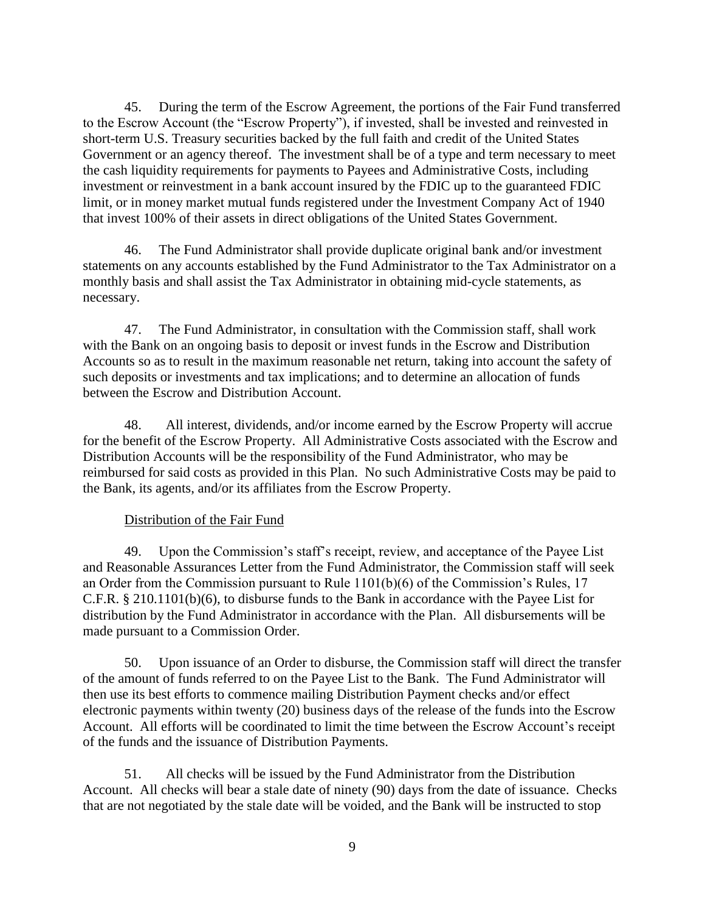45. During the term of the Escrow Agreement, the portions of the Fair Fund transferred to the Escrow Account (the "Escrow Property"), if invested, shall be invested and reinvested in short-term U.S. Treasury securities backed by the full faith and credit of the United States Government or an agency thereof. The investment shall be of a type and term necessary to meet the cash liquidity requirements for payments to Payees and Administrative Costs, including investment or reinvestment in a bank account insured by the FDIC up to the guaranteed FDIC limit, or in money market mutual funds registered under the Investment Company Act of 1940 that invest 100% of their assets in direct obligations of the United States Government.

46. The Fund Administrator shall provide duplicate original bank and/or investment statements on any accounts established by the Fund Administrator to the Tax Administrator on a monthly basis and shall assist the Tax Administrator in obtaining mid-cycle statements, as necessary.

47. The Fund Administrator, in consultation with the Commission staff, shall work with the Bank on an ongoing basis to deposit or invest funds in the Escrow and Distribution Accounts so as to result in the maximum reasonable net return, taking into account the safety of such deposits or investments and tax implications; and to determine an allocation of funds between the Escrow and Distribution Account.

48. All interest, dividends, and/or income earned by the Escrow Property will accrue for the benefit of the Escrow Property. All Administrative Costs associated with the Escrow and Distribution Accounts will be the responsibility of the Fund Administrator, who may be reimbursed for said costs as provided in this Plan. No such Administrative Costs may be paid to the Bank, its agents, and/or its affiliates from the Escrow Property.

Distribution of the Fair Fund

49. Upon the Commission's staff's receipt, review, and acceptance of the Payee List and Reasonable Assurances Letter from the Fund Administrator, the Commission staff will seek an Order from the Commission pursuant to Rule 1101(b)(6) of the Commission's Rules, 17 C.F.R. § 210.1101(b)(6), to disburse funds to the Bank in accordance with the Payee List for distribution by the Fund Administrator in accordance with the Plan. All disbursements will be made pursuant to a Commission Order.

50. Upon issuance of an Order to disburse, the Commission staff will direct the transfer of the amount of funds referred to on the Payee List to the Bank. The Fund Administrator will then use its best efforts to commence mailing Distribution Payment checks and/or effect electronic payments within twenty (20) business days of the release of the funds into the Escrow Account. All efforts will be coordinated to limit the time between the Escrow Account's receipt of the funds and the issuance of Distribution Payments.

51. All checks will be issued by the Fund Administrator from the Distribution Account. All checks will bear a stale date of ninety (90) days from the date of issuance. Checks that are not negotiated by the stale date will be voided, and the Bank will be instructed to stop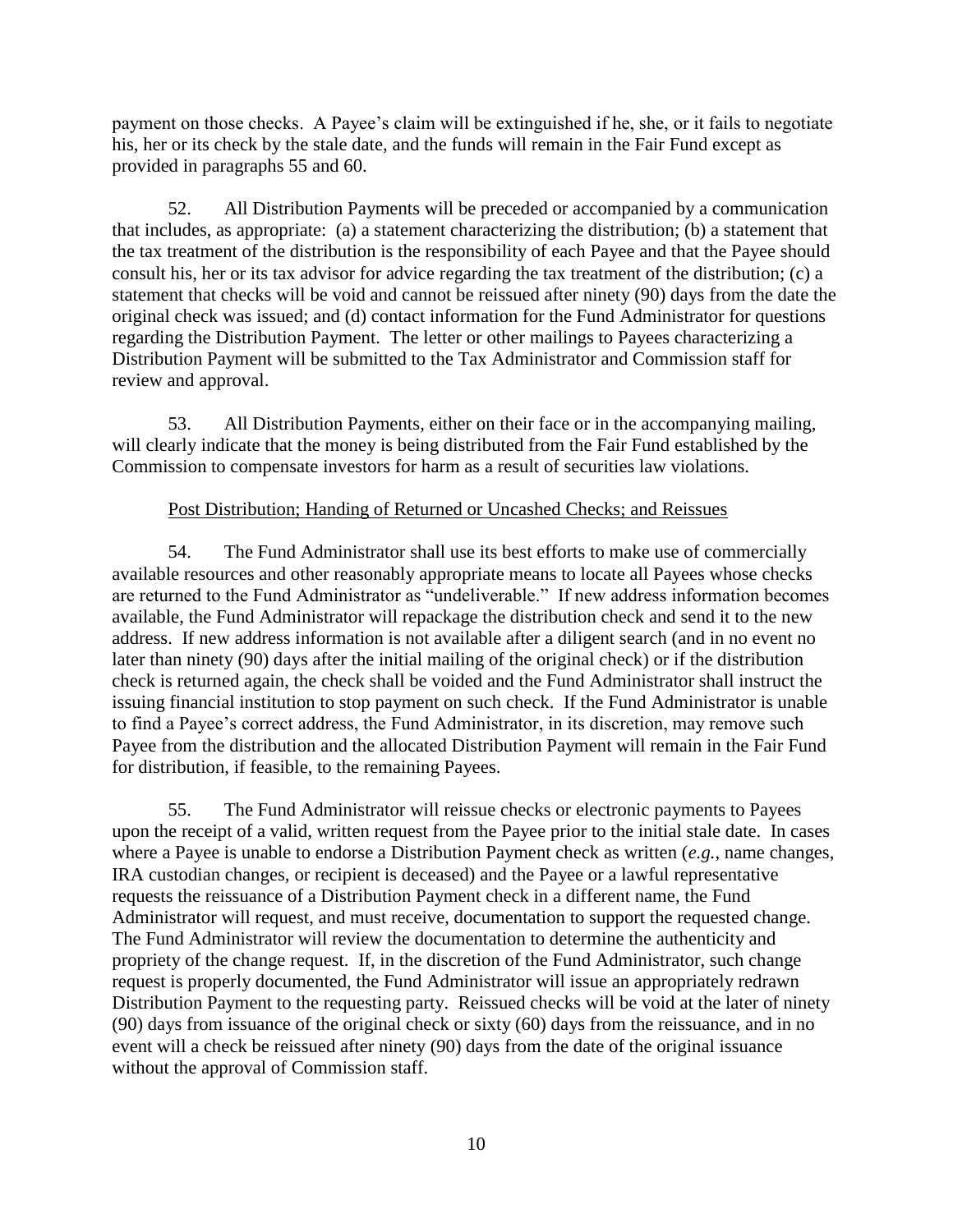payment on those checks. A Payee's claim will be extinguished if he, she, or it fails to negotiate his, her or its check by the stale date, and the funds will remain in the Fair Fund except as provided in paragraphs 55 and 60.

52. All Distribution Payments will be preceded or accompanied by a communication that includes, as appropriate: (a) a statement characterizing the distribution; (b) a statement that the tax treatment of the distribution is the responsibility of each Payee and that the Payee should consult his, her or its tax advisor for advice regarding the tax treatment of the distribution; (c) a statement that checks will be void and cannot be reissued after ninety (90) days from the date the original check was issued; and (d) contact information for the Fund Administrator for questions regarding the Distribution Payment. The letter or other mailings to Payees characterizing a Distribution Payment will be submitted to the Tax Administrator and Commission staff for review and approval.

53. All Distribution Payments, either on their face or in the accompanying mailing, will clearly indicate that the money is being distributed from the Fair Fund established by the Commission to compensate investors for harm as a result of securities law violations.

Post Distribution; Handing of Returned or Uncashed Checks; and Reissues

54. The Fund Administrator shall use its best efforts to make use of commercially available resources and other reasonably appropriate means to locate all Payees whose checks are returned to the Fund Administrator as "undeliverable." If new address information becomes available, the Fund Administrator will repackage the distribution check and send it to the new address. If new address information is not available after a diligent search (and in no event no later than ninety (90) days after the initial mailing of the original check) or if the distribution check is returned again, the check shall be voided and the Fund Administrator shall instruct the issuing financial institution to stop payment on such check. If the Fund Administrator is unable to find a Payee's correct address, the Fund Administrator, in its discretion, may remove such Payee from the distribution and the allocated Distribution Payment will remain in the Fair Fund for distribution, if feasible, to the remaining Payees.

55. The Fund Administrator will reissue checks or electronic payments to Payees upon the receipt of a valid, written request from the Payee prior to the initial stale date. In cases where a Payee is unable to endorse a Distribution Payment check as written (*e.g.*, name changes, IRA custodian changes, or recipient is deceased) and the Payee or a lawful representative requests the reissuance of a Distribution Payment check in a different name, the Fund Administrator will request, and must receive, documentation to support the requested change. The Fund Administrator will review the documentation to determine the authenticity and propriety of the change request. If, in the discretion of the Fund Administrator, such change request is properly documented, the Fund Administrator will issue an appropriately redrawn Distribution Payment to the requesting party. Reissued checks will be void at the later of ninety (90) days from issuance of the original check or sixty (60) days from the reissuance, and in no event will a check be reissued after ninety (90) days from the date of the original issuance without the approval of Commission staff.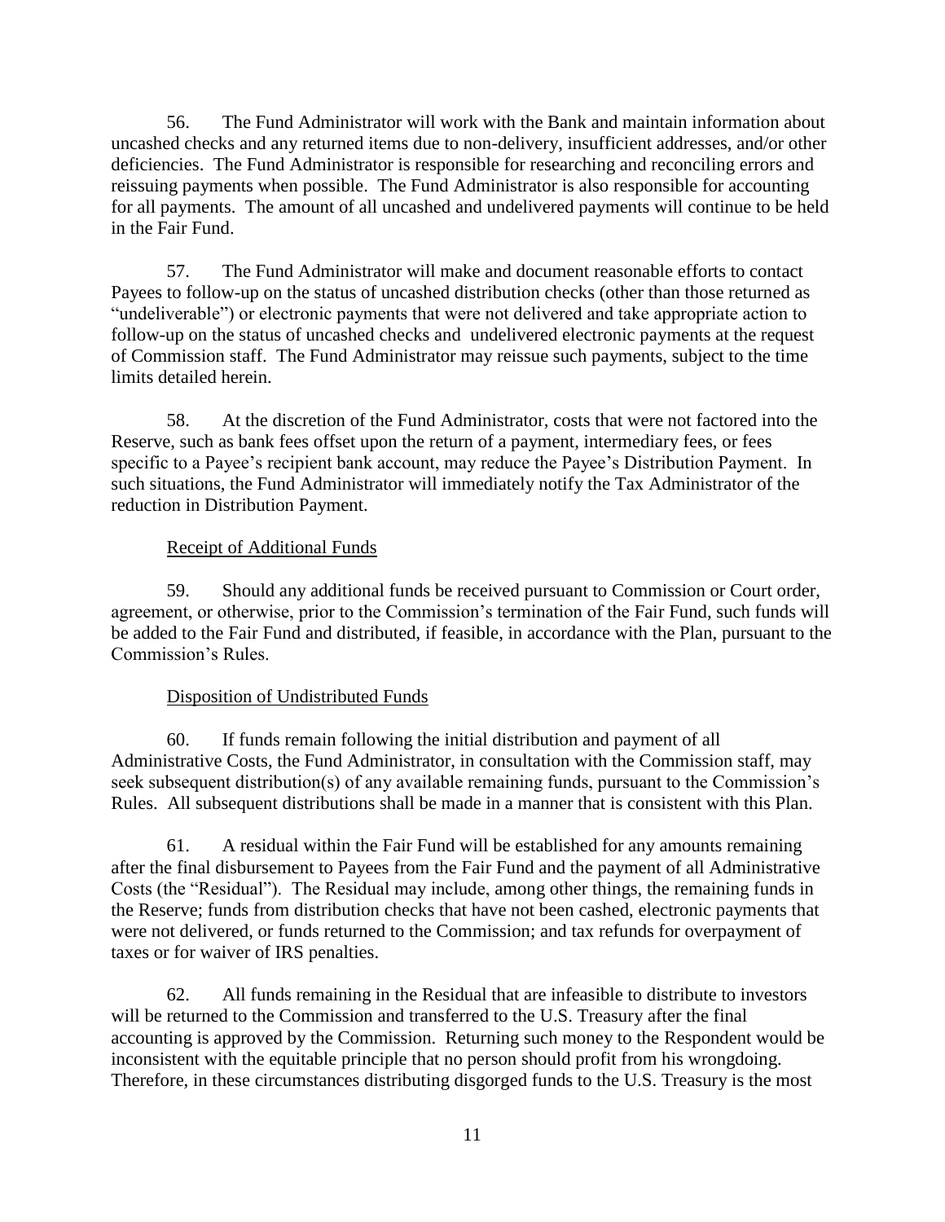56. The Fund Administrator will work with the Bank and maintain information about uncashed checks and any returned items due to non-delivery, insufficient addresses, and/or other deficiencies. The Fund Administrator is responsible for researching and reconciling errors and reissuing payments when possible. The Fund Administrator is also responsible for accounting for all payments. The amount of all uncashed and undelivered payments will continue to be held in the Fair Fund.

57. The Fund Administrator will make and document reasonable efforts to contact Payees to follow-up on the status of uncashed distribution checks (other than those returned as "undeliverable") or electronic payments that were not delivered and take appropriate action to follow-up on the status of uncashed checks and undelivered electronic payments at the request of Commission staff. The Fund Administrator may reissue such payments, subject to the time limits detailed herein.

58. At the discretion of the Fund Administrator, costs that were not factored into the Reserve, such as bank fees offset upon the return of a payment, intermediary fees, or fees specific to a Payee's recipient bank account, may reduce the Payee's Distribution Payment. In such situations, the Fund Administrator will immediately notify the Tax Administrator of the reduction in Distribution Payment.

Receipt of Additional Funds

59. Should any additional funds be received pursuant to Commission or Court order, agreement, or otherwise, prior to the Commission's termination of the Fair Fund, such funds will be added to the Fair Fund and distributed, if feasible, in accordance with the Plan, pursuant to the Commission's Rules.

Disposition of Undistributed Funds

60. If funds remain following the initial distribution and payment of all Administrative Costs, the Fund Administrator, in consultation with the Commission staff, may seek subsequent distribution(s) of any available remaining funds, pursuant to the Commission's Rules. All subsequent distributions shall be made in a manner that is consistent with this Plan.

61. A residual within the Fair Fund will be established for any amounts remaining after the final disbursement to Payees from the Fair Fund and the payment of all Administrative Costs (the "Residual"). The Residual may include, among other things, the remaining funds in the Reserve; funds from distribution checks that have not been cashed, electronic payments that were not delivered, or funds returned to the Commission; and tax refunds for overpayment of taxes or for waiver of IRS penalties.

62. All funds remaining in the Residual that are infeasible to distribute to investors will be returned to the Commission and transferred to the U.S. Treasury after the final accounting is approved by the Commission. Returning such money to the Respondent would be inconsistent with the equitable principle that no person should profit from his wrongdoing. Therefore, in these circumstances distributing disgorged funds to the U.S. Treasury is the most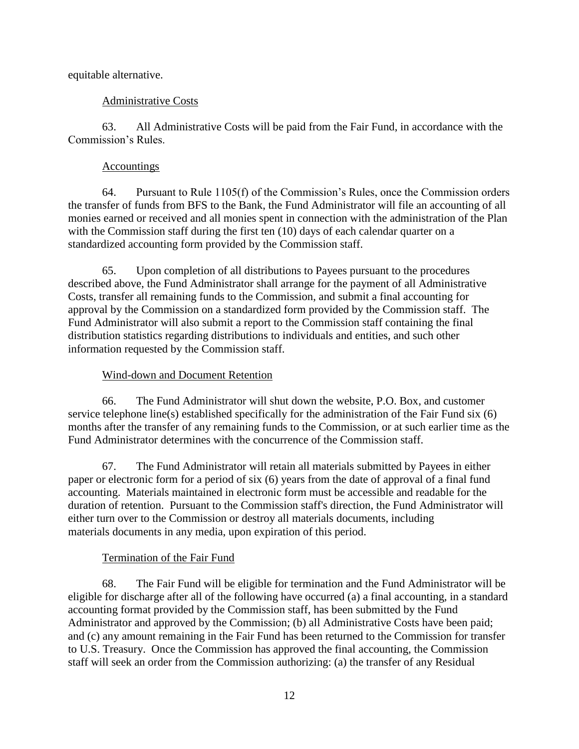equitable alternative.

Administrative Costs

63. All Administrative Costs will be paid from the Fair Fund, in accordance with the Commission's Rules.

Accountings

64. Pursuant to Rule 1105(f) of the Commission's Rules, once the Commission orders the transfer of funds from BFS to the Bank, the Fund Administrator will file an accounting of all monies earned or received and all monies spent in connection with the administration of the Plan with the Commission staff during the first ten (10) days of each calendar quarter on a standardized accounting form provided by the Commission staff.

65. Upon completion of all distributions to Payees pursuant to the procedures described above, the Fund Administrator shall arrange for the payment of all Administrative Costs, transfer all remaining funds to the Commission, and submit a final accounting for approval by the Commission on a standardized form provided by the Commission staff. The Fund Administrator will also submit a report to the Commission staff containing the final distribution statistics regarding distributions to individuals and entities, and such other information requested by the Commission staff.

Wind-down and Document Retention

66. The Fund Administrator will shut down the website, P.O. Box, and customer service telephone line(s) established specifically for the administration of the Fair Fund six (6) months after the transfer of any remaining funds to the Commission, or at such earlier time as the Fund Administrator determines with the concurrence of the Commission staff.

67. The Fund Administrator will retain all materials submitted by Payees in either paper or electronic form for a period of six (6) years from the date of approval of a final fund accounting. Materials maintained in electronic form must be accessible and readable for the duration of retention. Pursuant to the Commission staff's direction, the Fund Administrator will either turn over to the Commission or destroy all materials documents, including materials documents in any media, upon expiration of this period.

Termination of the Fair Fund

68. The Fair Fund will be eligible for termination and the Fund Administrator will be eligible for discharge after all of the following have occurred (a) a final accounting, in a standard accounting format provided by the Commission staff, has been submitted by the Fund Administrator and approved by the Commission; (b) all Administrative Costs have been paid; and (c) any amount remaining in the Fair Fund has been returned to the Commission for transfer to U.S. Treasury. Once the Commission has approved the final accounting, the Commission staff will seek an order from the Commission authorizing: (a) the transfer of any Residual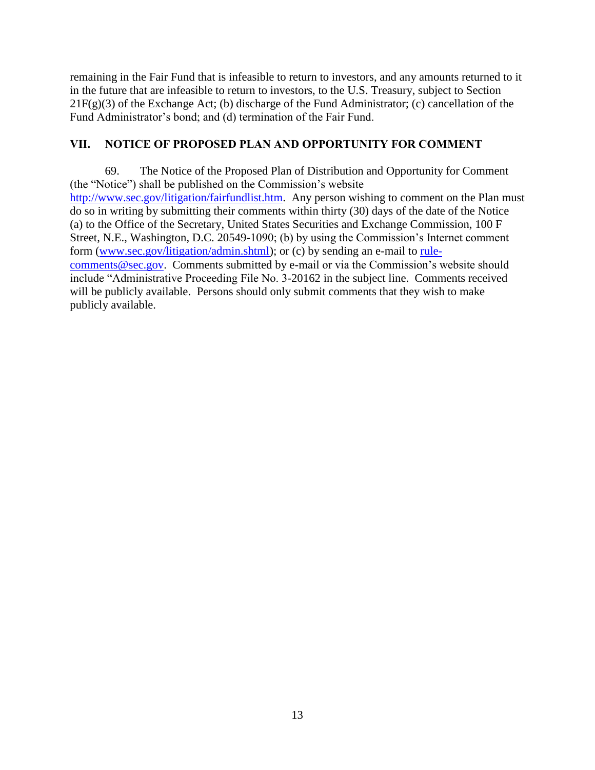remaining in the Fair Fund that is infeasible to return to investors, and any amounts returned to it in the future that are infeasible to return to investors, to the U.S. Treasury, subject to Section 21F(g)(3) of the Exchange Act; (b) discharge of the Fund Administrator; (c) cancellation of the Fund Administrator's bond; and (d) termination of the Fair Fund.

## VII. NOTICE OF PROPOSED PLAN AND OPPORTUNITY FOR COMMENT

69. The Notice of the Proposed Plan of Distribution and Opportunity for Comment (the "Notice") shall be published on the Commission's website http://www.sec.gov/litigation/fairfundlist.htm. Any person wishing to comment on the Plan must do so in writing by submitting their comments within thirty (30) days of the date of the Notice (a) to the Office of the Secretary, United States Securities and Exchange Commission, 100 F Street, N.E., Washington, D.C. 20549-1090; (b) by using the Commission's Internet comment form (www.sec.gov/litigation/admin.shtml); or (c) by sending an e-mail to rule-comments@sec.gov. Comments submitted by e-mail or via the Commission's website should include "Administrative Proceeding File No. 3-20162 in the subject line. Comments received will be publicly available. Persons should only submit comments that they wish to make publicly available.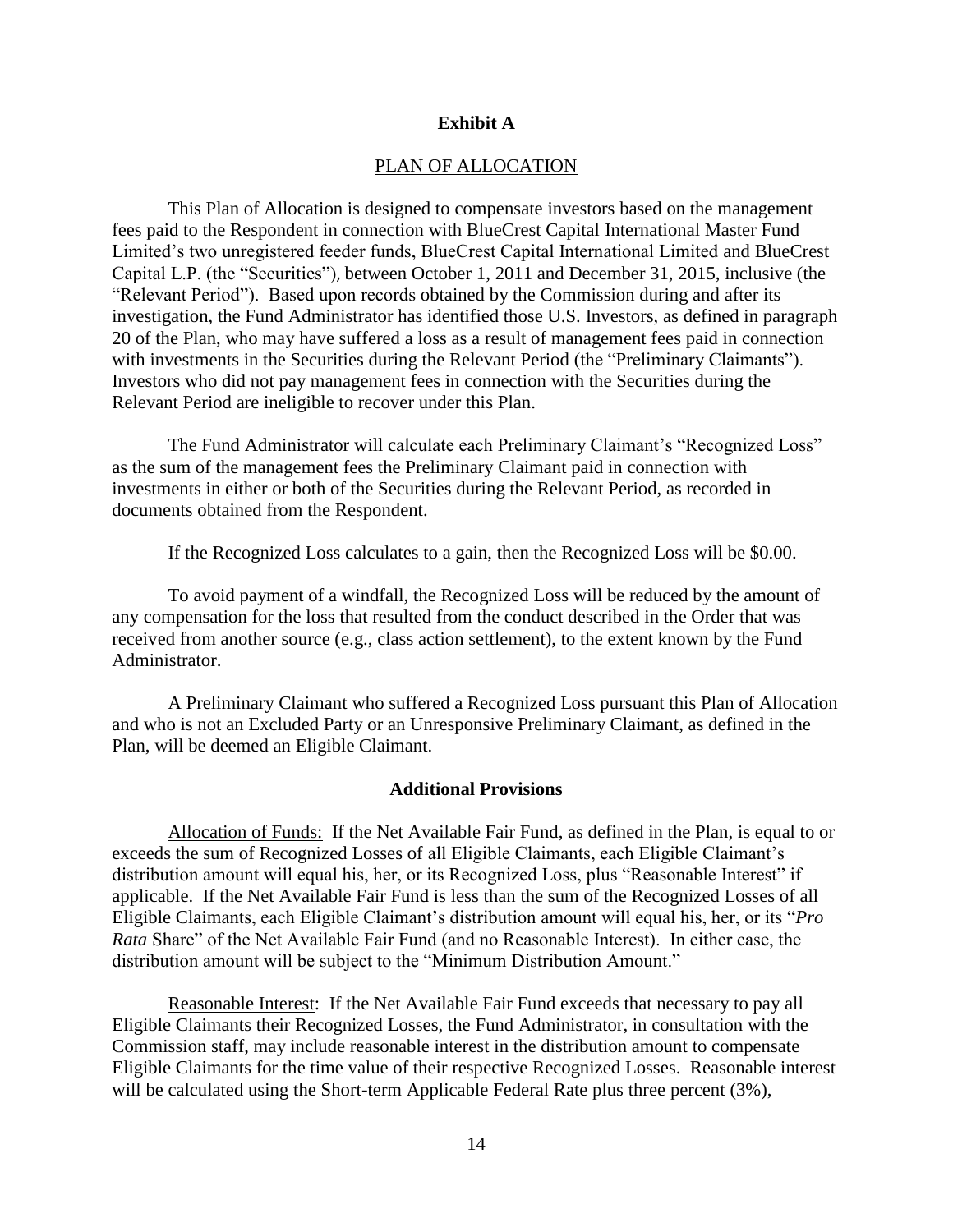**Exhibit A**

PLAN OF ALLOCATION

This Plan of Allocation is designed to compensate investors based on the management fees paid to the Respondent in connection with BlueCrest Capital International Master Fund Limited's two unregistered feeder funds, BlueCrest Capital International Limited and BlueCrest Capital L.P. (the "Securities"), between October 1, 2011 and December 31, 2015, inclusive (the "Relevant Period"). Based upon records obtained by the Commission during and after its investigation, the Fund Administrator has identified those U.S. Investors, as defined in paragraph 20 of the Plan, who may have suffered a loss as a result of management fees paid in connection with investments in the Securities during the Relevant Period (the "Preliminary Claimants"). Investors who did not pay management fees in connection with the Securities during the Relevant Period are ineligible to recover under this Plan.

The Fund Administrator will calculate each Preliminary Claimant's "Recognized Loss" as the sum of the management fees the Preliminary Claimant paid in connection with investments in either or both of the Securities during the Relevant Period, as recorded in documents obtained from the Respondent.

If the Recognized Loss calculates to a gain, then the Recognized Loss will be $0.00.

To avoid payment of a windfall, the Recognized Loss will be reduced by the amount of any compensation for the loss that resulted from the conduct described in the Order that was received from another source (e.g., class action settlement), to the extent known by the Fund Administrator.

A Preliminary Claimant who suffered a Recognized Loss pursuant this Plan of Allocation and who is not an Excluded Party or an Unresponsive Preliminary Claimant, as defined in the Plan, will be deemed an Eligible Claimant.

**Additional Provisions**

Allocation of Funds: If the Net Available Fair Fund, as defined in the Plan, is equal to or exceeds the sum of Recognized Losses of all Eligible Claimants, each Eligible Claimant's distribution amount will equal his, her, or its Recognized Loss, plus "Reasonable Interest" if applicable. If the Net Available Fair Fund is less than the sum of the Recognized Losses of all Eligible Claimants, each Eligible Claimant's distribution amount will equal his, her, or its "*Pro Rata* Share" of the Net Available Fair Fund (and no Reasonable Interest). In either case, the distribution amount will be subject to the "Minimum Distribution Amount."

Reasonable Interest: If the Net Available Fair Fund exceeds that necessary to pay all Eligible Claimants their Recognized Losses, the Fund Administrator, in consultation with the Commission staff, may include reasonable interest in the distribution amount to compensate Eligible Claimants for the time value of their respective Recognized Losses. Reasonable interest will be calculated using the Short-term Applicable Federal Rate plus three percent (3%),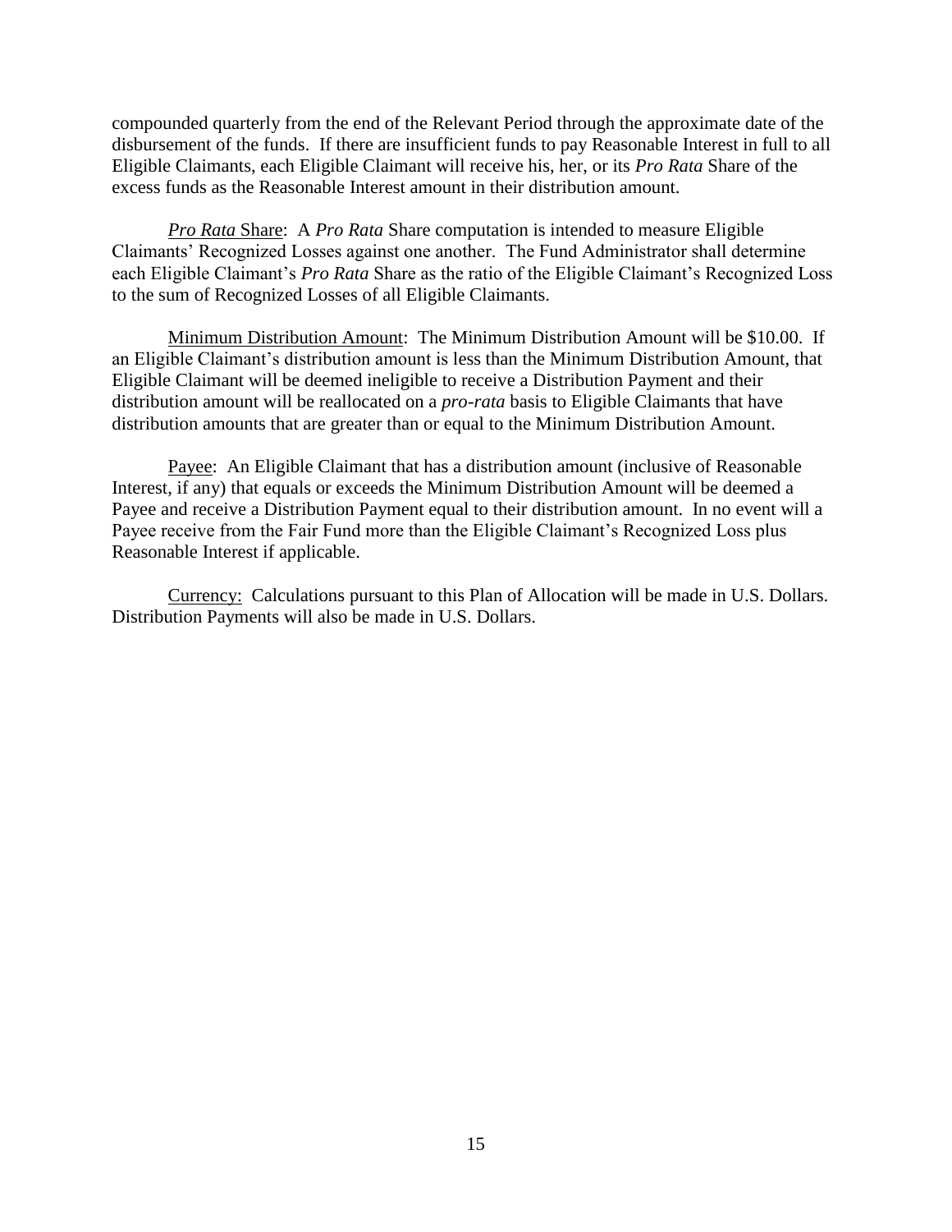compounded quarterly from the end of the Relevant Period through the approximate date of the disbursement of the funds. If there are insufficient funds to pay Reasonable Interest in full to all Eligible Claimants, each Eligible Claimant will receive his, her, or its *Pro Rata* Share of the excess funds as the Reasonable Interest amount in their distribution amount.

*Pro Rata* Share: A *Pro Rata* Share computation is intended to measure Eligible Claimants' Recognized Losses against one another. The Fund Administrator shall determine each Eligible Claimant's *Pro Rata* Share as the ratio of the Eligible Claimant's Recognized Loss to the sum of Recognized Losses of all Eligible Claimants.

Minimum Distribution Amount: The Minimum Distribution Amount will be $10.00. If an Eligible Claimant's distribution amount is less than the Minimum Distribution Amount, that Eligible Claimant will be deemed ineligible to receive a Distribution Payment and their distribution amount will be reallocated on a *pro-rata* basis to Eligible Claimants that have distribution amounts that are greater than or equal to the Minimum Distribution Amount.

Payee: An Eligible Claimant that has a distribution amount (inclusive of Reasonable Interest, if any) that equals or exceeds the Minimum Distribution Amount will be deemed a Payee and receive a Distribution Payment equal to their distribution amount. In no event will a Payee receive from the Fair Fund more than the Eligible Claimant's Recognized Loss plus Reasonable Interest if applicable.

Currency: Calculations pursuant to this Plan of Allocation will be made in U.S. Dollars. Distribution Payments will also be made in U.S. Dollars.